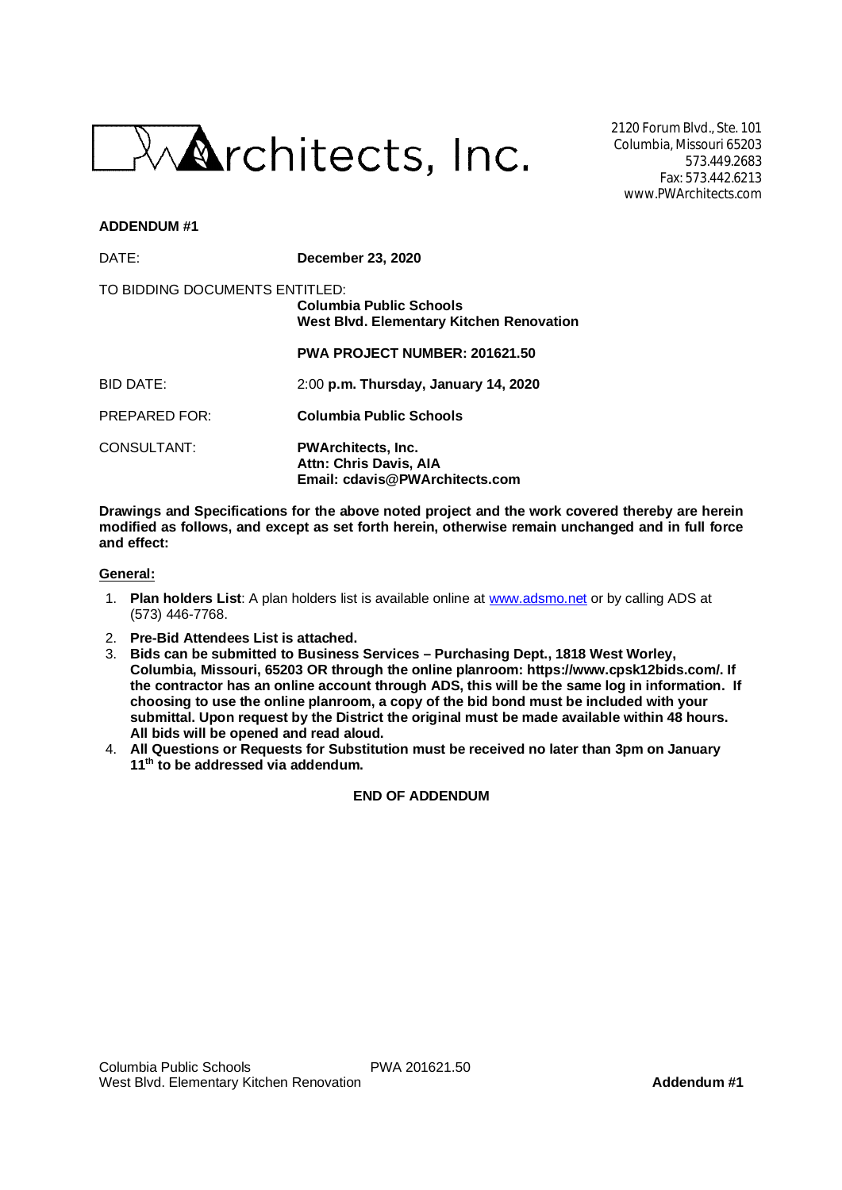PWArchitects, Inc.

2120 Forum Blvd., Ste. 101
Columbia, Missouri 65203
573.449.2683
Fax: 573.442.6213
www.PWArchitects.com

**ADDENDUM #1**

DATE: **December 23, 2020**

TO BIDDING DOCUMENTS ENTITLED:
**Columbia Public Schools**
**West Blvd. Elementary Kitchen Renovation**

**PWA PROJECT NUMBER: 201621.50**

BID DATE: 2:00 **p.m. Thursday, January 14, 2020**

PREPARED FOR: **Columbia Public Schools**

CONSULTANT: **PWArchitects, Inc.**
**Attn: Chris Davis, AIA**
**Email: cdavis@PWArchitects.com**

**Drawings and Specifications for the above noted project and the work covered thereby are herein modified as follows, and except as set forth herein, otherwise remain unchanged and in full force and effect:**

**General:**

1. **Plan holders List**: A plan holders list is available online at www.adsmo.net or by calling ADS at (573) 446-7768.
2. **Pre-Bid Attendees List is attached.**
3. **Bids can be submitted to Business Services – Purchasing Dept., 1818 West Worley, Columbia, Missouri, 65203 OR through the online planroom: https://www.cpsk12bids.com/. If the contractor has an online account through ADS, this will be the same log in information. If choosing to use the online planroom, a copy of the bid bond must be included with your submittal. Upon request by the District the original must be made available within 48 hours. All bids will be opened and read aloud.**
4. **All Questions or Requests for Substitution must be received no later than 3pm on January 11th to be addressed via addendum.**

**END OF ADDENDUM**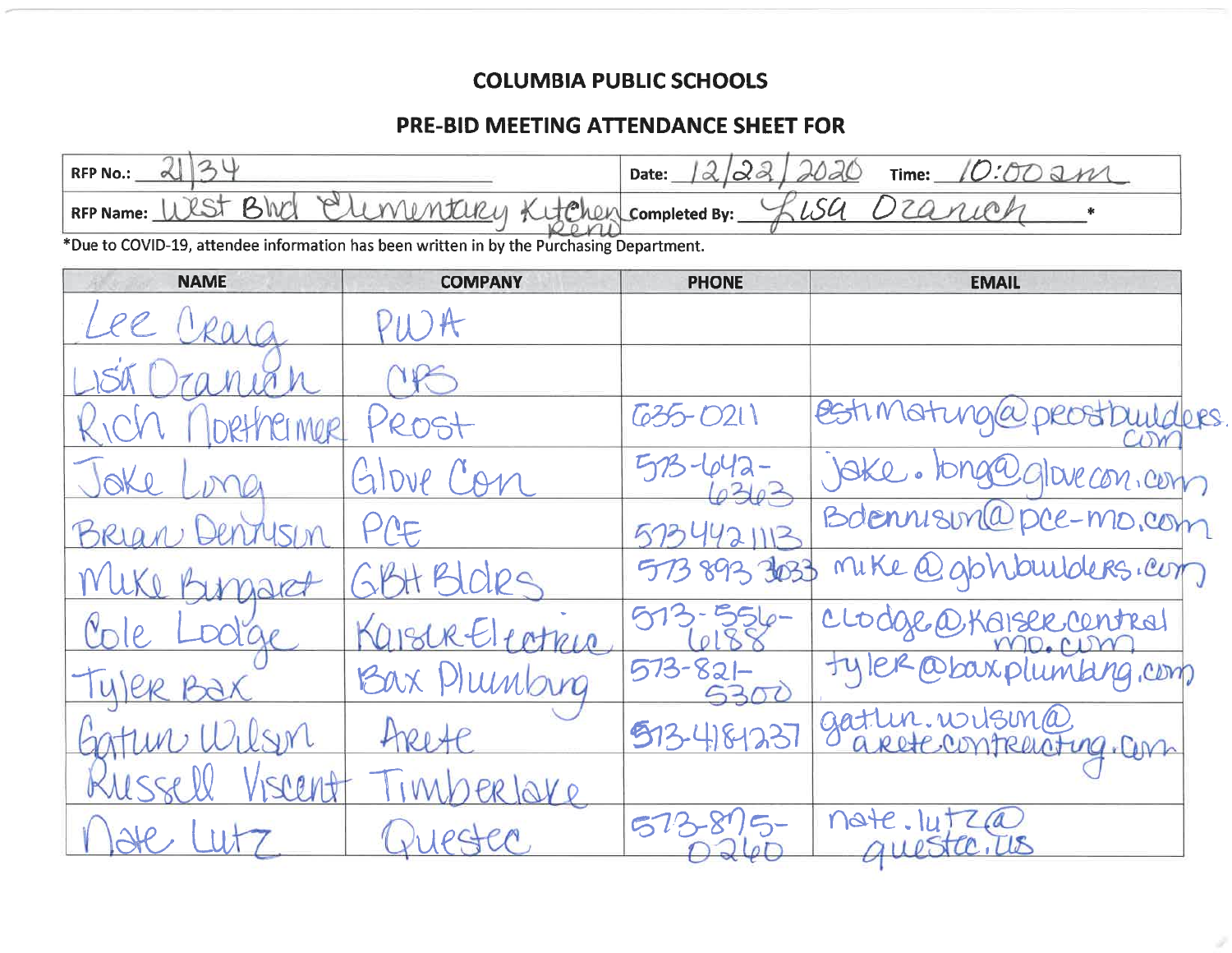# COLUMBIA PUBLIC SCHOOLS

## PRE-BID MEETING ATTENDANCE SHEET FOR

| | |
|---|---|
| RFP No.: 21134 | Date: 12/22/2020 Time: 10:00 am |
| RFP Name: West Blvd Elementary Kitchen Reno | Completed By: Lisa Ozanich * |

*Due to COVID-19, attendee information has been written in by the Purchasing Department.

| NAME | COMPANY | PHONE | EMAIL |
|---|---|---|---|
| Lee Craig | PWA | | |
| Lisa Ozanich | CPS | | |
| Rich Northeimer | Prost | 635-0211 | estimating@prostbuilders.com |
| Jake Long | Glove Con | 573-642-6363 | jake.long@glovecon.com |
| Brian Dennison | PCE | 5734421113 | Bdennison@pce-mo.com |
| Mike Burgart | GBH Bldrs | 573 893 3033 | mike@gbhbuilders.com |
| Cole Lodge | Kaiser Electric | 573-556-6188 | clodge@kaisercentralmo.com |
| Tyler Bax | Bax Plumbing | 573-821-5300 | tyler@baxplumbing.com |
| Gatlin Wilson | Arete | 573-4181237 | gatlin.wilson@aretecontracting.com |
| Russell Viscent | Timberlake | | |
| Nate Lutz | Questec | 573-875-0260 | nate.lutz@questec.us |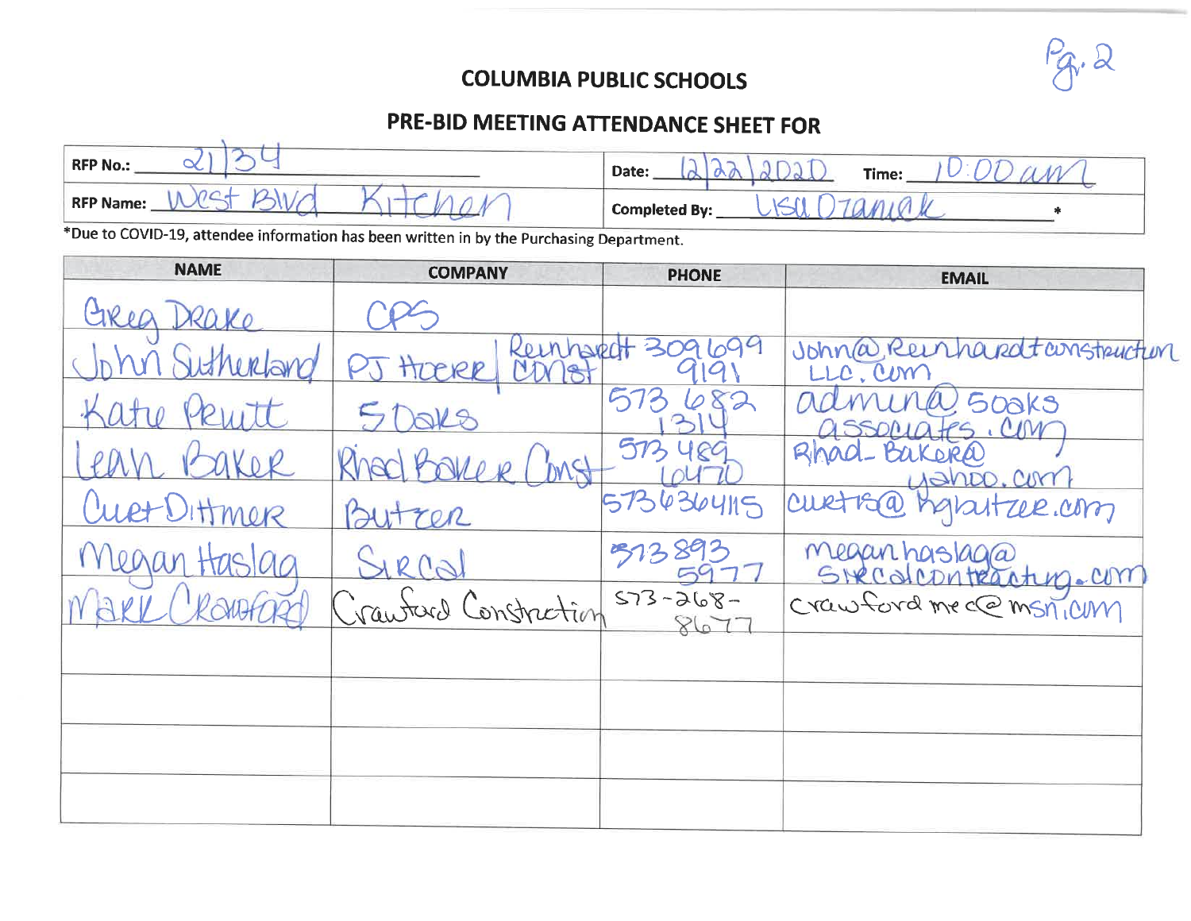Pg. 2

## COLUMBIA PUBLIC SCHOOLS

## PRE-BID MEETING ATTENDANCE SHEET FOR

| | |
|---|---|
| **RFP No.:** 21134 | **Date:** 12/22/2020 **Time:** 10:00 am |
| **RFP Name:** West Blvd Kitchen | **Completed By:** Lisa Ozaniak * |

*Due to COVID-19, attendee information has been written in by the Purchasing Department.

| NAME | COMPANY | PHONE | EMAIL |
|---|---|---|---|
| Greg Drake | CPS | | |
| John Sutherland | PJ Hoerr / Reinhardt Const | 309 699 9191 | John@Reinhardtconstruction LLC.com |
| Katie Pruitt | 5 Oaks | 573 682 1314 | admin@5oaks associates.com |
| Leah Baker | Rhad Baker Const | 573 489 6470 | Rhad_Baker@yahoo.com |
| Curt Dittmer | Butzer | 5736364115 | curtis@hgbutzer.com |
| Megan Haslag | Sircal | 573 893 5977 | meganhaslag@sircalcontracting.com |
| Mark Crawford | Crawford Construction | 573-268-8677 | crawfordmec@msn.com |
| | | | |
| | | | |
| | | | |
| | | | |